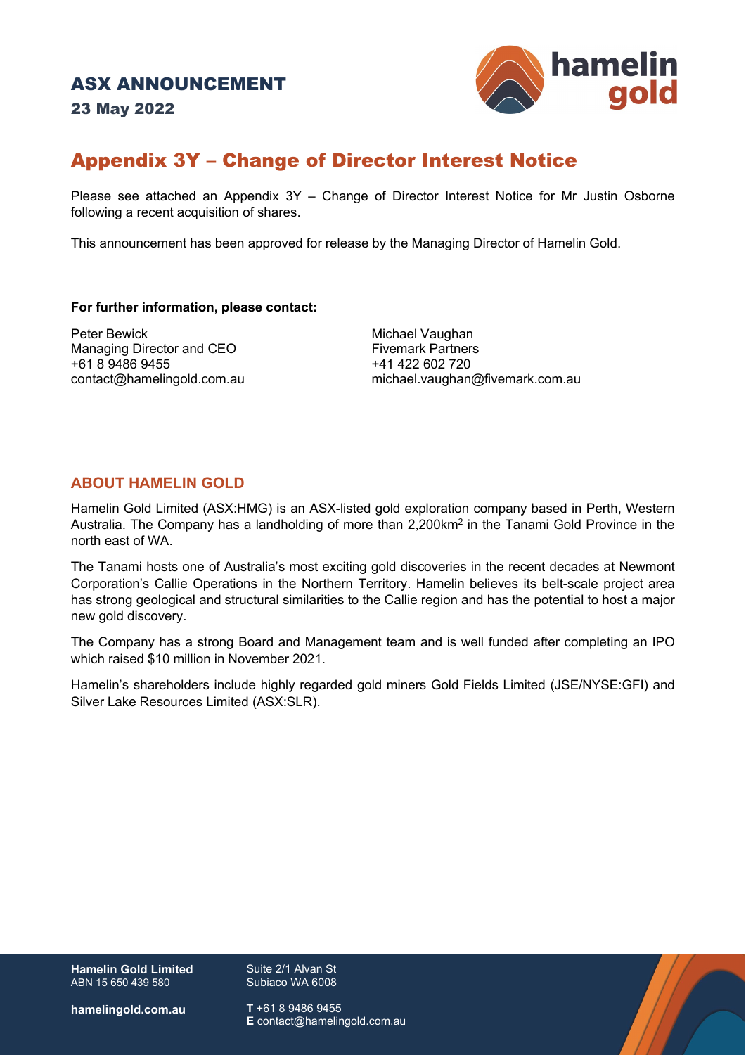# ASX ANNOUNCEMENT

**23 May 2022**

## Appendix 3Y – Change of Director Interest Notice

Please see attached an Appendix 3Y – Change of Director Interest Notice for Mr Justin Osborne following a recent acquisition of shares.

This announcement has been approved for release by the Managing Director of Hamelin Gold.

**For further information, please contact:**

Peter Bewick
Managing Director and CEO
+61 8 9486 9455
contact@hamelingold.com.au

Michael Vaughan
Fivemark Partners
+41 422 602 720
michael.vaughan@fivemark.com.au

### ABOUT HAMELIN GOLD

Hamelin Gold Limited (ASX:HMG) is an ASX-listed gold exploration company based in Perth, Western Australia. The Company has a landholding of more than 2,200km$^2$ in the Tanami Gold Province in the north east of WA.

The Tanami hosts one of Australia's most exciting gold discoveries in the recent decades at Newmont Corporation's Callie Operations in the Northern Territory. Hamelin believes its belt-scale project area has strong geological and structural similarities to the Callie region and has the potential to host a major new gold discovery.

The Company has a strong Board and Management team and is well funded after completing an IPO which raised $10 million in November 2021.

Hamelin's shareholders include highly regarded gold miners Gold Fields Limited (JSE/NYSE:GFI) and Silver Lake Resources Limited (ASX:SLR).

**Hamelin Gold Limited**
ABN 15 650 439 580

**hamelingold.com.au**

Suite 2/1 Alvan St
Subiaco WA 6008

**T** +61 8 9486 9455
**E** contact@hamelingold.com.au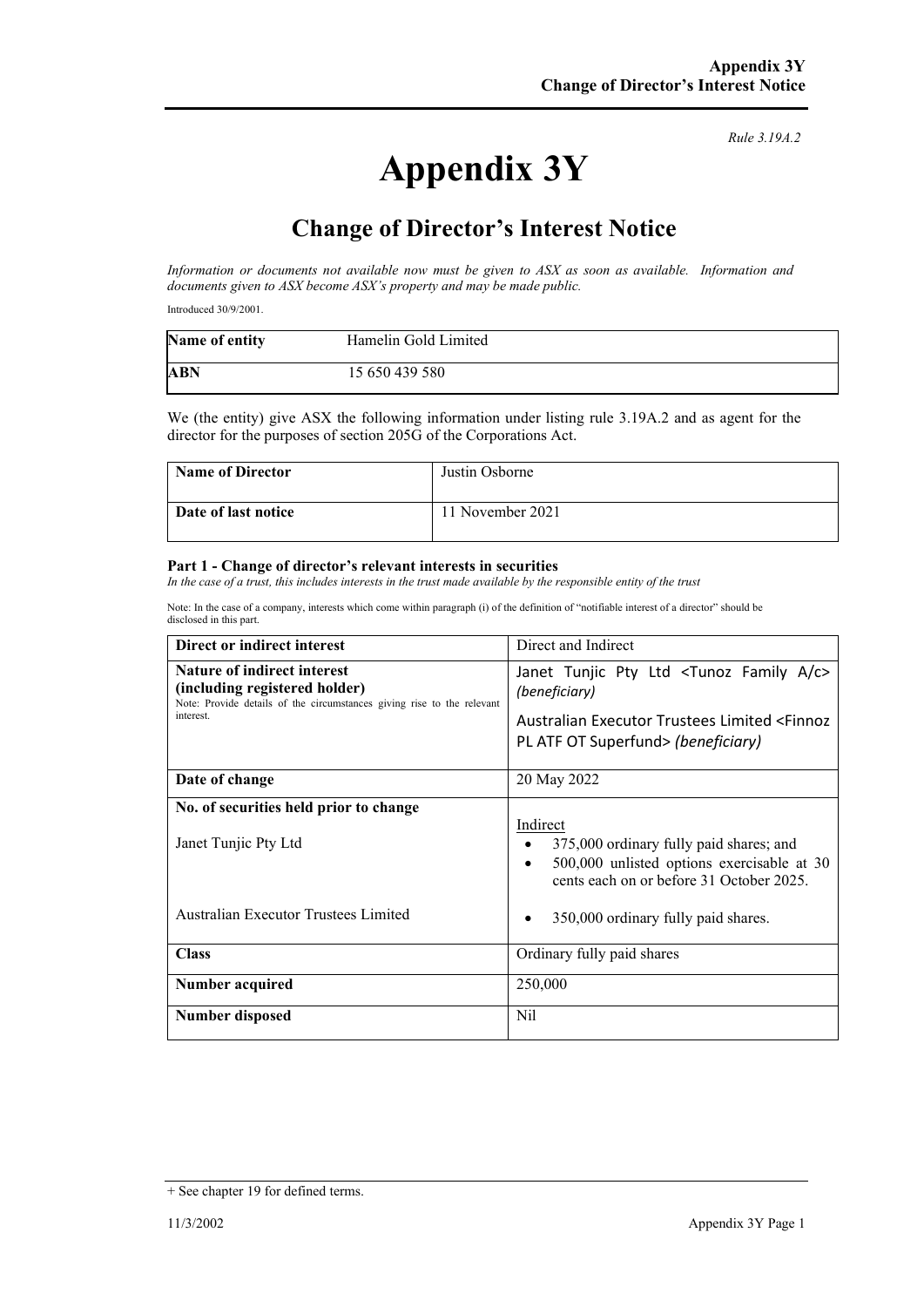*Rule 3.19A.2*

# Appendix 3Y

## Change of Director's Interest Notice

*Information or documents not available now must be given to ASX as soon as available. Information and documents given to ASX become ASX's property and may be made public.*

Introduced 30/9/2001.

| **Name of entity** | Hamelin Gold Limited |
|---|---|
| **ABN** | 15 650 439 580 |

We (the entity) give ASX the following information under listing rule 3.19A.2 and as agent for the director for the purposes of section 205G of the Corporations Act.

| **Name of Director** | Justin Osborne |
|---|---|
| **Date of last notice** | 11 November 2021 |

### Part 1 - Change of director's relevant interests in securities

*In the case of a trust, this includes interests in the trust made available by the responsible entity of the trust*

Note: In the case of a company, interests which come within paragraph (i) of the definition of "notifiable interest of a director" should be disclosed in this part.

| **Direct or indirect interest** | Direct and Indirect |
|---|---|
| **Nature of indirect interest (including registered holder)**<br>Note: Provide details of the circumstances giving rise to the relevant interest. | Janet Tunjic Pty Ltd <Tunoz Family A/c> *(beneficiary)*<br>Australian Executor Trustees Limited <Finnoz PL ATF OT Superfund> *(beneficiary)* |
| **Date of change** | 20 May 2022 |
| **No. of securities held prior to change**<br>Janet Tunjic Pty Ltd<br>Australian Executor Trustees Limited | Indirect<br>• 375,000 ordinary fully paid shares; and<br>• 500,000 unlisted options exercisable at 30 cents each on or before 31 October 2025.<br>• 350,000 ordinary fully paid shares. |
| **Class** | Ordinary fully paid shares |
| **Number acquired** | 250,000 |
| **Number disposed** | Nil |

+ See chapter 19 for defined terms.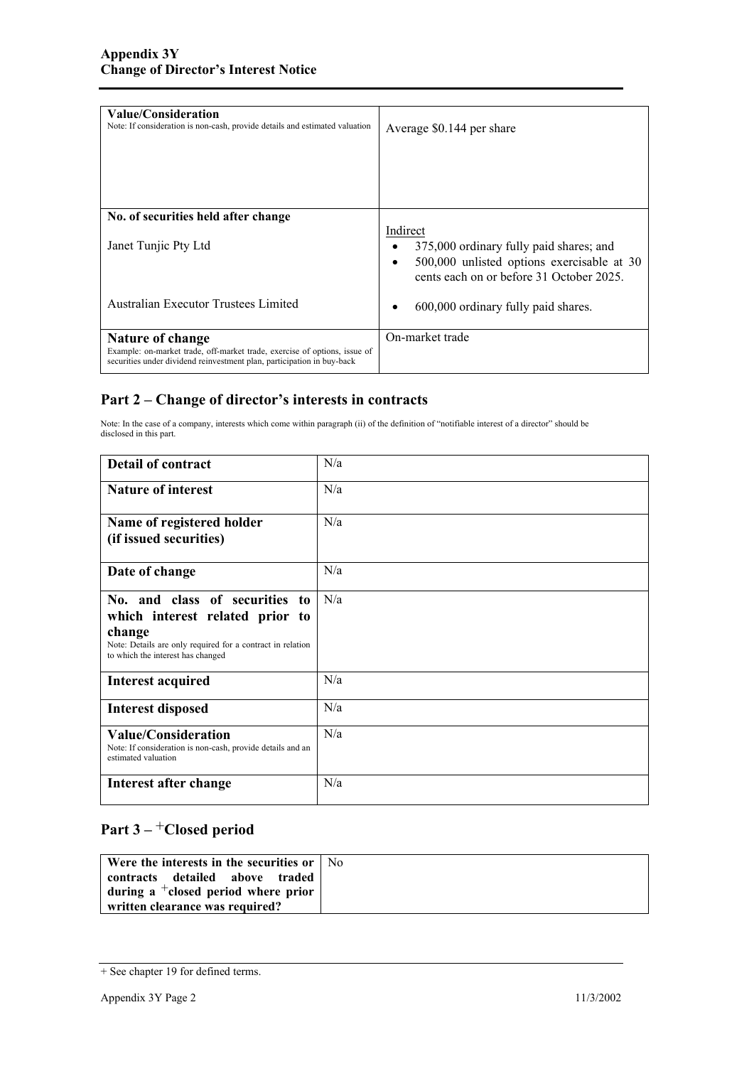| | |
|---|---|
| **Value/Consideration**<br>Note: If consideration is non-cash, provide details and estimated valuation | Average $0.144 per share |
| **No. of securities held after change**<br><br>Janet Tunjic Pty Ltd<br><br>Australian Executor Trustees Limited | Indirect<br>• 375,000 ordinary fully paid shares; and<br>• 500,000 unlisted options exercisable at 30 cents each on or before 31 October 2025.<br><br>• 600,000 ordinary fully paid shares. |
| **Nature of change**<br>Example: on-market trade, off-market trade, exercise of options, issue of securities under dividend reinvestment plan, participation in buy-back | On-market trade |

## Part 2 – Change of director's interests in contracts

Note: In the case of a company, interests which come within paragraph (ii) of the definition of "notifiable interest of a director" should be disclosed in this part.

| | |
|---|---|
| **Detail of contract** | N/a |
| **Nature of interest** | N/a |
| **Name of registered holder (if issued securities)** | N/a |
| **Date of change** | N/a |
| **No. and class of securities to which interest related prior to change**<br>Note: Details are only required for a contract in relation to which the interest has changed | N/a |
| **Interest acquired** | N/a |
| **Interest disposed** | N/a |
| **Value/Consideration**<br>Note: If consideration is non-cash, provide details and an estimated valuation | N/a |
| **Interest after change** | N/a |

## Part 3 – +Closed period

| | |
|---|---|
| **Were the interests in the securities or contracts detailed above traded during a +closed period where prior written clearance was required?** | No |

+ See chapter 19 for defined terms.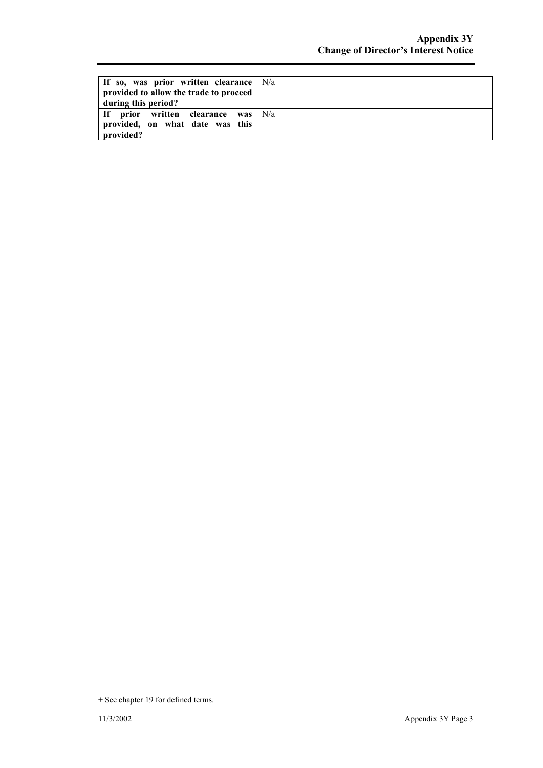| | |
|---|---|
| **If so, was prior written clearance provided to allow the trade to proceed during this period?** | N/a |
| **If prior written clearance was provided, on what date was this provided?** | N/a |

+ See chapter 19 for defined terms.